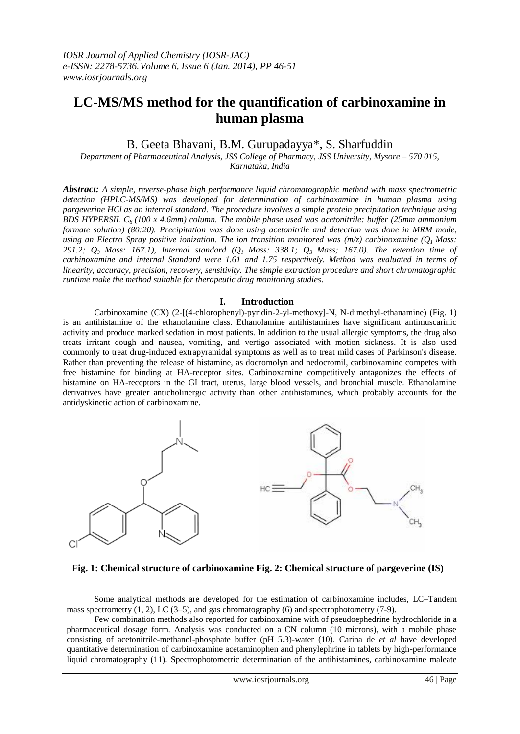# LC-MS/MS method for the quantification of carbinoxamine in human plasma

B. Geeta Bhavani, B.M. Gurupadayya*, S. Sharfuddin

*Department of Pharmaceutical Analysis, JSS College of Pharmacy, JSS University, Mysore – 570 015, Karnataka, India*

***Abstract:** A simple, reverse-phase high performance liquid chromatographic method with mass spectrometric detection (HPLC-MS/MS) was developed for determination of carbinoxamine in human plasma using pargeverine HCl as an internal standard. The procedure involves a simple protein precipitation technique using BDS HYPERSIL $C_8$ (100 x 4.6mm) column. The mobile phase used was acetonitrile: buffer (25mm ammonium formate solution) (80:20). Precipitation was done using acetonitrile and detection was done in MRM mode, using an Electro Spray positive ionization. The ion transition monitored was (m/z) carbinoxamine ($Q_1$ Mass: 291.2; $Q_3$ Mass: 167.1), Internal standard ($Q_1$ Mass: 338.1; $Q_3$ Mass; 167.0). The retention time of carbinoxamine and internal Standard were 1.61 and 1.75 respectively. Method was evaluated in terms of linearity, accuracy, precision, recovery, sensitivity. The simple extraction procedure and short chromatographic runtime make the method suitable for therapeutic drug monitoring studies.*

## I. Introduction

Carbinoxamine (CX) (2-[(4-chlorophenyl)-pyridin-2-yl-methoxy]-N, N-dimethyl-ethanamine) (Fig. 1) is an antihistamine of the ethanolamine class. Ethanolamine antihistamines have significant antimuscarinic activity and produce marked sedation in most patients. In addition to the usual allergic symptoms, the drug also treats irritant cough and nausea, vomiting, and vertigo associated with motion sickness. It is also used commonly to treat drug-induced extrapyramidal symptoms as well as to treat mild cases of Parkinson's disease. Rather than preventing the release of histamine, as docromolyn and nedocromil, carbinoxamine competes with free histamine for binding at HA-receptor sites. Carbinoxamine competitively antagonizes the effects of histamine on HA-receptors in the GI tract, uterus, large blood vessels, and bronchial muscle. Ethanolamine derivatives have greater anticholinergic activity than other antihistamines, which probably accounts for the antidyskinetic action of carbinoxamine.

**Fig. 1: Chemical structure of carbinoxamine Fig. 2: Chemical structure of pargeverine (IS)**

Some analytical methods are developed for the estimation of carbinoxamine includes, LC–Tandem mass spectrometry (1, 2), LC (3–5), and gas chromatography (6) and spectrophotometry (7-9).

Few combination methods also reported for carbinoxamine with of pseudoephedrine hydrochloride in a pharmaceutical dosage form. Analysis was conducted on a CN column (10 microns), with a mobile phase consisting of acetonitrile-methanol-phosphate buffer (pH 5.3)-water (10). Carina de *et al* have developed quantitative determination of carbinoxamine acetaminophen and phenylephrine in tablets by high-performance liquid chromatography (11). Spectrophotometric determination of the antihistamines, carbinoxamine maleate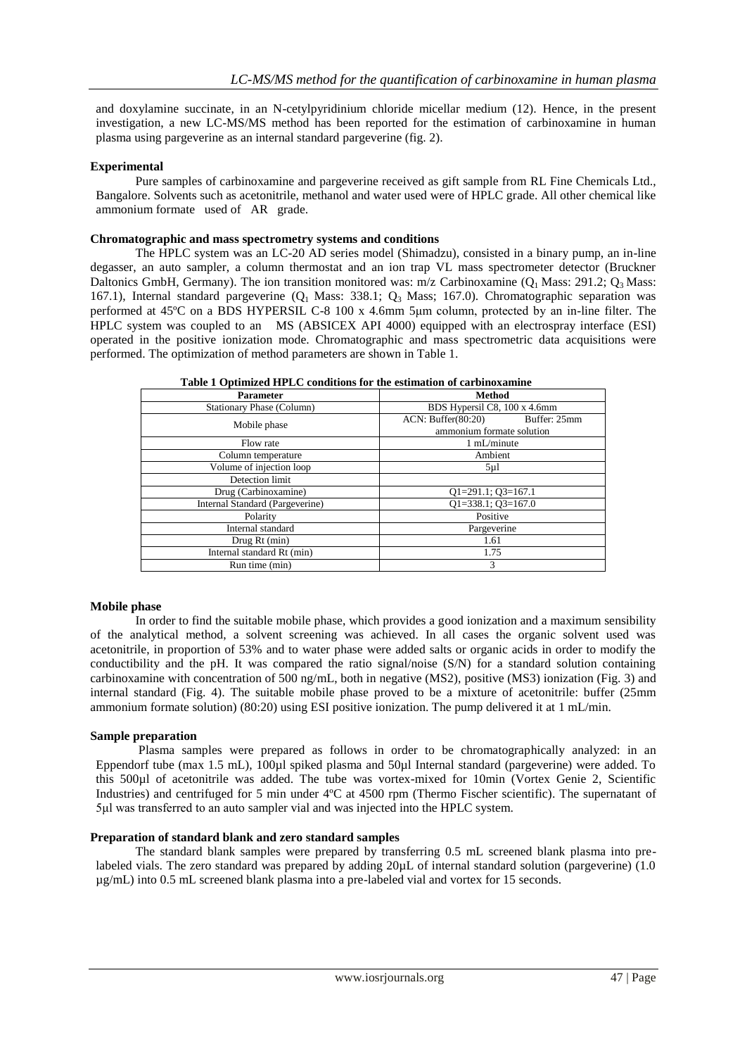and doxylamine succinate, in an N-cetylpyridinium chloride micellar medium (12). Hence, in the present investigation, a new LC-MS/MS method has been reported for the estimation of carbinoxamine in human plasma using pargeverine as an internal standard pargeverine (fig. 2).

### Experimental

Pure samples of carbinoxamine and pargeverine received as gift sample from RL Fine Chemicals Ltd., Bangalore. Solvents such as acetonitrile, methanol and water used were of HPLC grade. All other chemical like ammonium formate used of AR grade.

### Chromatographic and mass spectrometry systems and conditions

The HPLC system was an LC-20 AD series model (Shimadzu), consisted in a binary pump, an in-line degasser, an auto sampler, a column thermostat and an ion trap VL mass spectrometer detector (Bruckner Daltonics GmbH, Germany). The ion transition monitored was: m/z Carbinoxamine ($Q_1$ Mass: 291.2; $Q_3$ Mass: 167.1), Internal standard pargeverine ($Q_1$ Mass: 338.1; $Q_3$ Mass; 167.0). Chromatographic separation was performed at 45ºC on a BDS HYPERSIL C-8 100 x 4.6mm 5µm column, protected by an in-line filter. The HPLC system was coupled to an MS (ABSICEX API 4000) equipped with an electrospray interface (ESI) operated in the positive ionization mode. Chromatographic and mass spectrometric data acquisitions were performed. The optimization of method parameters are shown in Table 1.

**Table 1 Optimized HPLC conditions for the estimation of carbinoxamine**

| Parameter | Method |
|---|---|
| Stationary Phase (Column) | BDS Hypersil C8, 100 x 4.6mm |
| Mobile phase | ACN: Buffer(80:20) Buffer: 25mm ammonium formate solution |
| Flow rate | 1 mL/minute |
| Column temperature | Ambient |
| Volume of injection loop | 5µl |
| Detection limit | |
| Drug (Carbinoxamine) | Q1=291.1; Q3=167.1 |
| Internal Standard (Pargeverine) | Q1=338.1; Q3=167.0 |
| Polarity | Positive |
| Internal standard | Pargeverine |
| Drug Rt (min) | 1.61 |
| Internal standard Rt (min) | 1.75 |
| Run time (min) | 3 |

### Mobile phase

In order to find the suitable mobile phase, which provides a good ionization and a maximum sensibility of the analytical method, a solvent screening was achieved. In all cases the organic solvent used was acetonitrile, in proportion of 53% and to water phase were added salts or organic acids in order to modify the conductibility and the pH. It was compared the ratio signal/noise (S/N) for a standard solution containing carbinoxamine with concentration of 500 ng/mL, both in negative (MS2), positive (MS3) ionization (Fig. 3) and internal standard (Fig. 4). The suitable mobile phase proved to be a mixture of acetonitrile: buffer (25mm ammonium formate solution) (80:20) using ESI positive ionization. The pump delivered it at 1 mL/min.

### Sample preparation

Plasma samples were prepared as follows in order to be chromatographically analyzed: in an Eppendorf tube (max 1.5 mL), 100µl spiked plasma and 50µl Internal standard (pargeverine) were added. To this 500µl of acetonitrile was added. The tube was vortex-mixed for 10min (Vortex Genie 2, Scientific Industries) and centrifuged for 5 min under 4ºC at 4500 rpm (Thermo Fischer scientific). The supernatant of 5µl was transferred to an auto sampler vial and was injected into the HPLC system.

### Preparation of standard blank and zero standard samples

The standard blank samples were prepared by transferring 0.5 mL screened blank plasma into pre-labeled vials. The zero standard was prepared by adding 20µL of internal standard solution (pargeverine) (1.0 µg/mL) into 0.5 mL screened blank plasma into a pre-labeled vial and vortex for 15 seconds.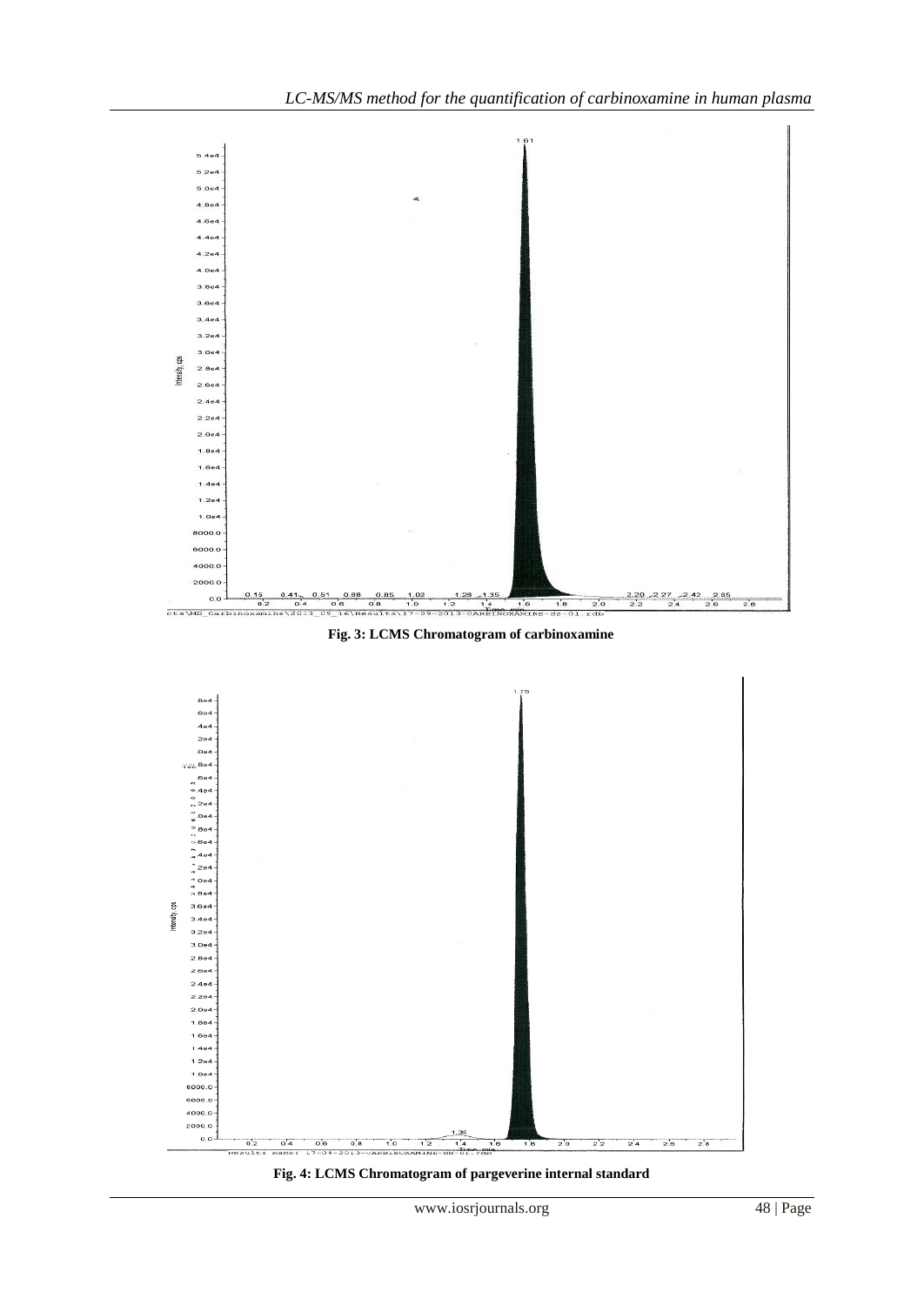Fig. 3: LCMS Chromatogram of carbinoxamine

Fig. 4: LCMS Chromatogram of pargeverine internal standard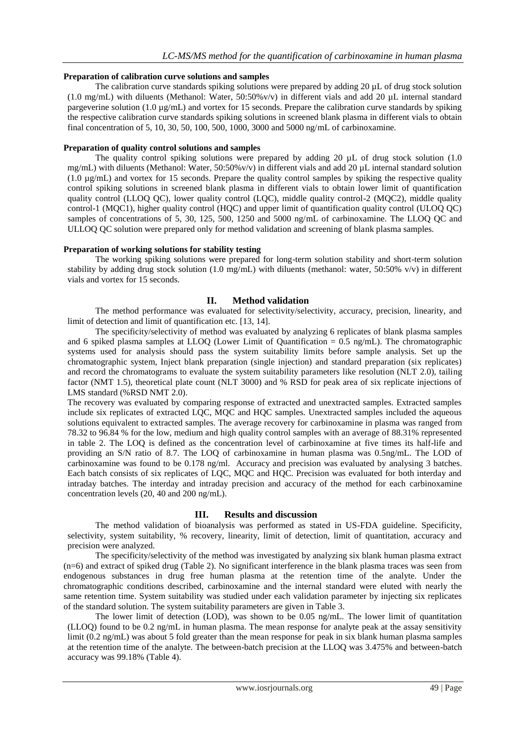#### Preparation of calibration curve solutions and samples

The calibration curve standards spiking solutions were prepared by adding 20 µL of drug stock solution (1.0 mg/mL) with diluents (Methanol: Water, 50:50%v/v) in different vials and add 20 µL internal standard pargeverine solution (1.0 µg/mL) and vortex for 15 seconds. Prepare the calibration curve standards by spiking the respective calibration curve standards spiking solutions in screened blank plasma in different vials to obtain final concentration of 5, 10, 30, 50, 100, 500, 1000, 3000 and 5000 ng/mL of carbinoxamine.

#### Preparation of quality control solutions and samples

The quality control spiking solutions were prepared by adding 20 µL of drug stock solution (1.0 mg/mL) with diluents (Methanol: Water, 50:50%v/v) in different vials and add 20 µL internal standard solution (1.0 µg/mL) and vortex for 15 seconds. Prepare the quality control samples by spiking the respective quality control spiking solutions in screened blank plasma in different vials to obtain lower limit of quantification quality control (LLOQ QC), lower quality control (LQC), middle quality control-2 (MQC2), middle quality control-1 (MQC1), higher quality control (HQC) and upper limit of quantification quality control (ULOQ QC) samples of concentrations of 5, 30, 125, 500, 1250 and 5000 ng/mL of carbinoxamine. The LLOQ QC and ULLOQ QC solution were prepared only for method validation and screening of blank plasma samples.

#### Preparation of working solutions for stability testing

The working spiking solutions were prepared for long-term solution stability and short-term solution stability by adding drug stock solution (1.0 mg/mL) with diluents (methanol: water, 50:50% v/v) in different vials and vortex for 15 seconds.

## II. Method validation

The method performance was evaluated for selectivity/selectivity, accuracy, precision, linearity, and limit of detection and limit of quantification etc. [13, 14].

The specificity/selectivity of method was evaluated by analyzing 6 replicates of blank plasma samples and 6 spiked plasma samples at LLOQ (Lower Limit of Quantification = 0.5 ng/mL). The chromatographic systems used for analysis should pass the system suitability limits before sample analysis. Set up the chromatographic system, Inject blank preparation (single injection) and standard preparation (six replicates) and record the chromatograms to evaluate the system suitability parameters like resolution (NLT 2.0), tailing factor (NMT 1.5), theoretical plate count (NLT 3000) and % RSD for peak area of six replicate injections of LMS standard (%RSD NMT 2.0).

The recovery was evaluated by comparing response of extracted and unextracted samples. Extracted samples include six replicates of extracted LQC, MQC and HQC samples. Unextracted samples included the aqueous solutions equivalent to extracted samples. The average recovery for carbinoxamine in plasma was ranged from 78.32 to 96.84 % for the low, medium and high quality control samples with an average of 88.31% represented in table 2. The LOQ is defined as the concentration level of carbinoxamine at five times its half-life and providing an S/N ratio of 8.7. The LOQ of carbinoxamine in human plasma was 0.5ng/mL. The LOD of carbinoxamine was found to be 0.178 ng/ml. Accuracy and precision was evaluated by analysing 3 batches. Each batch consists of six replicates of LQC, MQC and HQC. Precision was evaluated for both interday and intraday batches. The interday and intraday precision and accuracy of the method for each carbinoxamine concentration levels (20, 40 and 200 ng/mL).

## III. Results and discussion

The method validation of bioanalysis was performed as stated in US-FDA guideline. Specificity, selectivity, system suitability, % recovery, linearity, limit of detection, limit of quantitation, accuracy and precision were analyzed.

The specificity/selectivity of the method was investigated by analyzing six blank human plasma extract (n=6) and extract of spiked drug (Table 2). No significant interference in the blank plasma traces was seen from endogenous substances in drug free human plasma at the retention time of the analyte. Under the chromatographic conditions described, carbinoxamine and the internal standard were eluted with nearly the same retention time. System suitability was studied under each validation parameter by injecting six replicates of the standard solution. The system suitability parameters are given in Table 3.

The lower limit of detection (LOD), was shown to be 0.05 ng/mL. The lower limit of quantitation (LLOQ) found to be 0.2 ng/mL in human plasma. The mean response for analyte peak at the assay sensitivity limit (0.2 ng/mL) was about 5 fold greater than the mean response for peak in six blank human plasma samples at the retention time of the analyte. The between-batch precision at the LLOQ was 3.475% and between-batch accuracy was 99.18% (Table 4).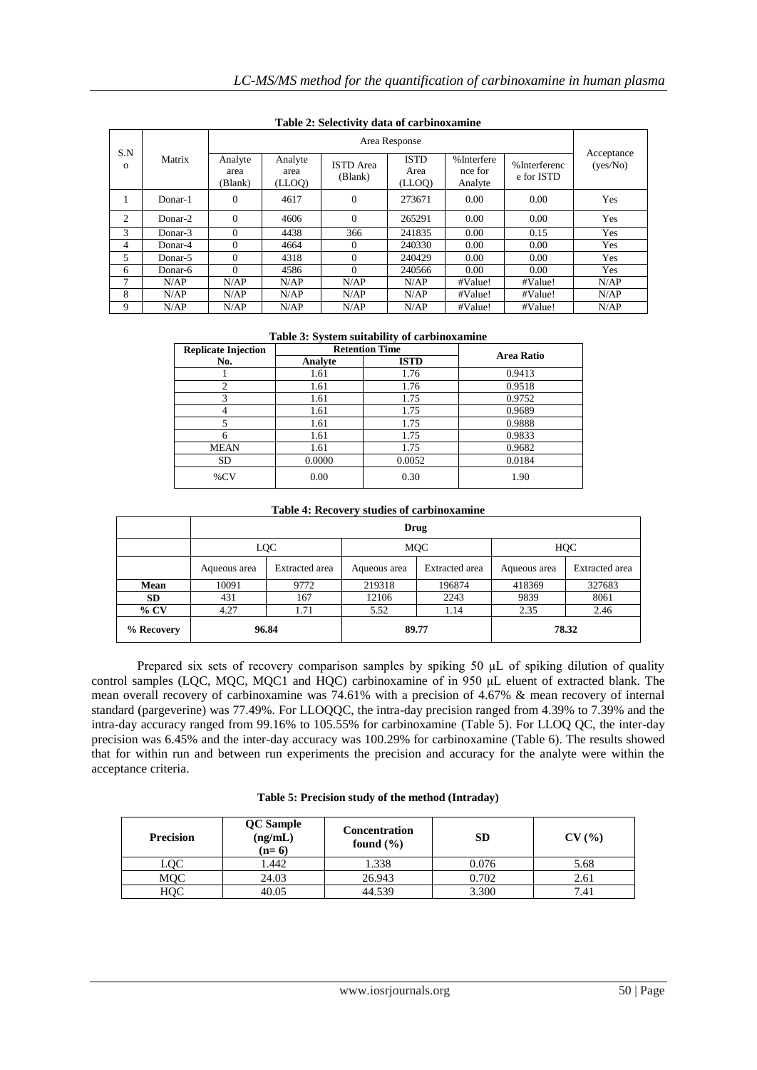**Table 2: Selectivity data of carbinoxamine**

| S.No | Matrix | Area Response | | | | | | Acceptance (yes/No) |
|---|---|---|---|---|---|---|---|---|
| | | Analyte area (Blank) | Analyte area (LLOQ) | ISTD Area (Blank) | ISTD Area (LLOQ) | %Interference for Analyte | %Interference for ISTD | |
| 1 | Donar-1 | 0 | 4617 | 0 | 273671 | 0.00 | 0.00 | Yes |
| 2 | Donar-2 | 0 | 4606 | 0 | 265291 | 0.00 | 0.00 | Yes |
| 3 | Donar-3 | 0 | 4438 | 366 | 241835 | 0.00 | 0.15 | Yes |
| 4 | Donar-4 | 0 | 4664 | 0 | 240330 | 0.00 | 0.00 | Yes |
| 5 | Donar-5 | 0 | 4318 | 0 | 240429 | 0.00 | 0.00 | Yes |
| 6 | Donar-6 | 0 | 4586 | 0 | 240566 | 0.00 | 0.00 | Yes |
| 7 | N/AP | N/AP | N/AP | N/AP | N/AP | #Value! | #Value! | N/AP |
| 8 | N/AP | N/AP | N/AP | N/AP | N/AP | #Value! | #Value! | N/AP |
| 9 | N/AP | N/AP | N/AP | N/AP | N/AP | #Value! | #Value! | N/AP |

**Table 3: System suitability of carbinoxamine**

| Replicate Injection No. | Retention Time | | Area Ratio |
|---|---|---|---|
| | Analyte | ISTD | |
| 1 | 1.61 | 1.76 | 0.9413 |
| 2 | 1.61 | 1.76 | 0.9518 |
| 3 | 1.61 | 1.75 | 0.9752 |
| 4 | 1.61 | 1.75 | 0.9689 |
| 5 | 1.61 | 1.75 | 0.9888 |
| 6 | 1.61 | 1.75 | 0.9833 |
| MEAN | 1.61 | 1.75 | 0.9682 |
| SD | 0.0000 | 0.0052 | 0.0184 |
| %CV | 0.00 | 0.30 | 1.90 |

**Table 4: Recovery studies of carbinoxamine**

| | Drug | | | | | |
|---|---|---|---|---|---|---|
| | LQC | | MQC | | HQC | |
| | Aqueous area | Extracted area | Aqueous area | Extracted area | Aqueous area | Extracted area |
| **Mean** | 10091 | 9772 | 219318 | 196874 | 418369 | 327683 |
| **SD** | 431 | 167 | 12106 | 2243 | 9839 | 8061 |
| **% CV** | 4.27 | 1.71 | 5.52 | 1.14 | 2.35 | 2.46 |
| **% Recovery** | 96.84 | | 89.77 | | 78.32 | |

Prepared six sets of recovery comparison samples by spiking 50 μL of spiking dilution of quality control samples (LQC, MQC, MQC1 and HQC) carbinoxamine of in 950 μL eluent of extracted blank. The mean overall recovery of carbinoxamine was 74.61% with a precision of 4.67% & mean recovery of internal standard (pargeverine) was 77.49%. For LLOQQC, the intra-day precision ranged from 4.39% to 7.39% and the intra-day accuracy ranged from 99.16% to 105.55% for carbinoxamine (Table 5). For LLOQ QC, the inter-day precision was 6.45% and the inter-day accuracy was 100.29% for carbinoxamine (Table 6). The results showed that for within run and between run experiments the precision and accuracy for the analyte were within the acceptance criteria.

**Table 5: Precision study of the method (Intraday)**

| Precision | QC Sample (ng/mL) (n= 6) | Concentration found (%) | SD | CV (%) |
|---|---|---|---|---|
| LQC | 1.442 | 1.338 | 0.076 | 5.68 |
| MQC | 24.03 | 26.943 | 0.702 | 2.61 |
| HQC | 40.05 | 44.539 | 3.300 | 7.41 |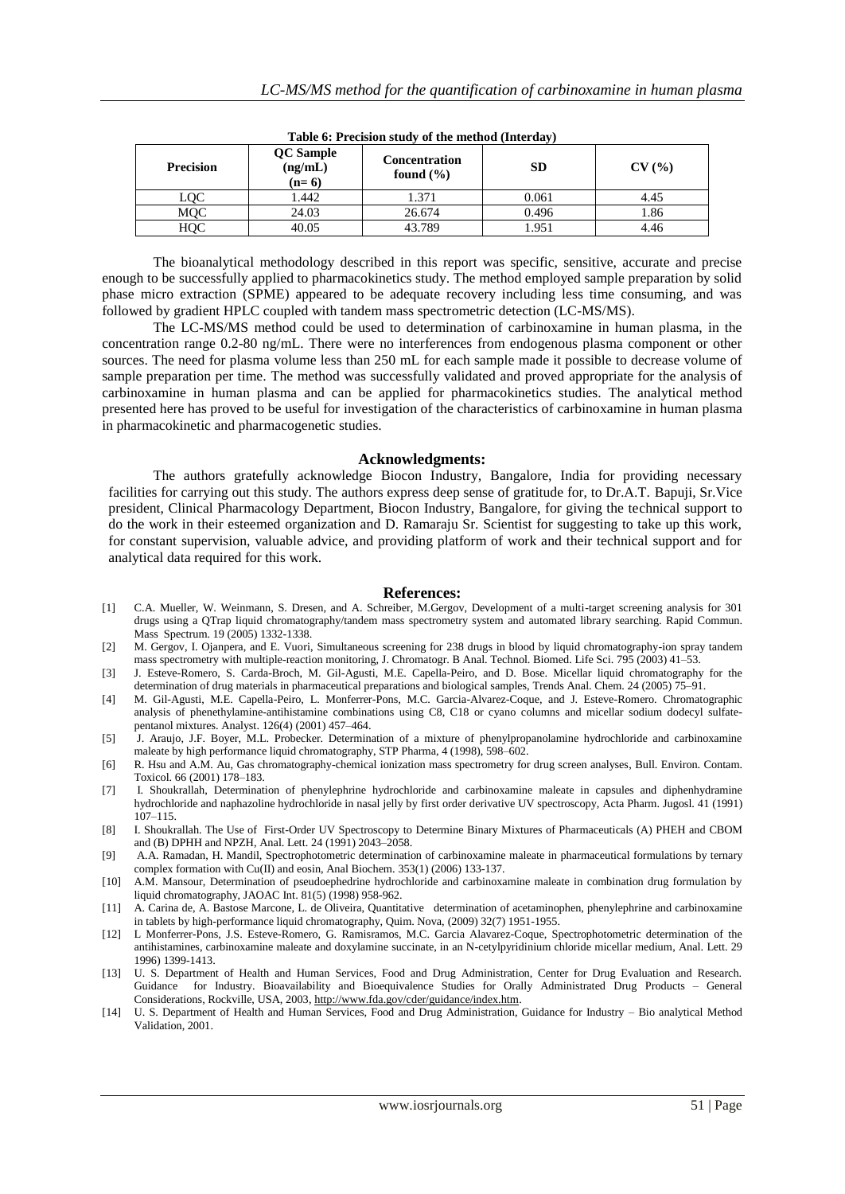**Table 6: Precision study of the method (Interday)**

| Precision | QC Sample (ng/mL) (n= 6) | Concentration found (%) | SD | CV (%) |
|---|---|---|---|---|
| LQC | 1.442 | 1.371 | 0.061 | 4.45 |
| MQC | 24.03 | 26.674 | 0.496 | 1.86 |
| HQC | 40.05 | 43.789 | 1.951 | 4.46 |

The bioanalytical methodology described in this report was specific, sensitive, accurate and precise enough to be successfully applied to pharmacokinetics study. The method employed sample preparation by solid phase micro extraction (SPME) appeared to be adequate recovery including less time consuming, and was followed by gradient HPLC coupled with tandem mass spectrometric detection (LC-MS/MS).

The LC-MS/MS method could be used to determination of carbinoxamine in human plasma, in the concentration range 0.2-80 ng/mL. There were no interferences from endogenous plasma component or other sources. The need for plasma volume less than 250 mL for each sample made it possible to decrease volume of sample preparation per time. The method was successfully validated and proved appropriate for the analysis of carbinoxamine in human plasma and can be applied for pharmacokinetics studies. The analytical method presented here has proved to be useful for investigation of the characteristics of carbinoxamine in human plasma in pharmacokinetic and pharmacogenetic studies.

## Acknowledgments:

The authors gratefully acknowledge Biocon Industry, Bangalore, India for providing necessary facilities for carrying out this study. The authors express deep sense of gratitude for, to Dr.A.T. Bapuji, Sr.Vice president, Clinical Pharmacology Department, Biocon Industry, Bangalore, for giving the technical support to do the work in their esteemed organization and D. Ramaraju Sr. Scientist for suggesting to take up this work, for constant supervision, valuable advice, and providing platform of work and their technical support and for analytical data required for this work.

## References:

[1] C.A. Mueller, W. Weinmann, S. Dresen, and A. Schreiber, M.Gergov, Development of a multi-target screening analysis for 301 drugs using a QTrap liquid chromatography/tandem mass spectrometry system and automated library searching. Rapid Commun. Mass Spectrum. 19 (2005) 1332-1338.

[2] M. Gergov, I. Ojanpera, and E. Vuori, Simultaneous screening for 238 drugs in blood by liquid chromatography-ion spray tandem mass spectrometry with multiple-reaction monitoring, J. Chromatogr. B Anal. Technol. Biomed. Life Sci. 795 (2003) 41–53.

[3] J. Esteve-Romero, S. Carda-Broch, M. Gil-Agusti, M.E. Capella-Peiro, and D. Bose. Micellar liquid chromatography for the determination of drug materials in pharmaceutical preparations and biological samples, Trends Anal. Chem. 24 (2005) 75–91.

[4] M. Gil-Agusti, M.E. Capella-Peiro, L. Monferrer-Pons, M.C. Garcia-Alvarez-Coque, and J. Esteve-Romero. Chromatographic analysis of phenethylamine-antihistamine combinations using C8, C18 or cyano columns and micellar sodium dodecyl sulfate-pentanol mixtures. Analyst. 126(4) (2001) 457–464.

[5] J. Araujo, J.F. Boyer, M.L. Probecker. Determination of a mixture of phenylpropanolamine hydrochloride and carbinoxamine maleate by high performance liquid chromatography, STP Pharma, 4 (1998), 598–602.

[6] R. Hsu and A.M. Au, Gas chromatography-chemical ionization mass spectrometry for drug screen analyses, Bull. Environ. Contam. Toxicol. 66 (2001) 178–183.

[7] I. Shoukrallah, Determination of phenylephrine hydrochloride and carbinoxamine maleate in capsules and diphenhydramine hydrochloride and naphazoline hydrochloride in nasal jelly by first order derivative UV spectroscopy, Acta Pharm. Jugosl. 41 (1991) 107–115.

[8] I. Shoukrallah. The Use of First-Order UV Spectroscopy to Determine Binary Mixtures of Pharmaceuticals (A) PHEH and CBOM and (B) DPHH and NPZH, Anal. Lett. 24 (1991) 2043–2058.

[9] A.A. Ramadan, H. Mandil, Spectrophotometric determination of carbinoxamine maleate in pharmaceutical formulations by ternary complex formation with Cu(II) and eosin, Anal Biochem. 353(1) (2006) 133-137.

[10] A.M. Mansour, Determination of pseudoephedrine hydrochloride and carbinoxamine maleate in combination drug formulation by liquid chromatography, JAOAC Int. 81(5) (1998) 958-962.

[11] A. Carina de, A. Bastose Marcone, L. de Oliveira, Quantitative determination of acetaminophen, phenylephrine and carbinoxamine in tablets by high-performance liquid chromatography, Quim. Nova, (2009) 32(7) 1951-1955.

[12] L Monferrer-Pons, J.S. Esteve-Romero, G. Ramisramos, M.C. Garcia Alavarez-Coque, Spectrophotometric determination of the antihistamines, carbinoxamine maleate and doxylamine succinate, in an N-cetylpyridinium chloride micellar medium, Anal. Lett. 29 1996) 1399-1413.

[13] U. S. Department of Health and Human Services, Food and Drug Administration, Center for Drug Evaluation and Research. Guidance for Industry. Bioavailability and Bioequivalence Studies for Orally Administrated Drug Products – General Considerations, Rockville, USA, 2003, http://www.fda.gov/cder/guidance/index.htm.

[14] U. S. Department of Health and Human Services, Food and Drug Administration, Guidance for Industry – Bio analytical Method Validation, 2001.